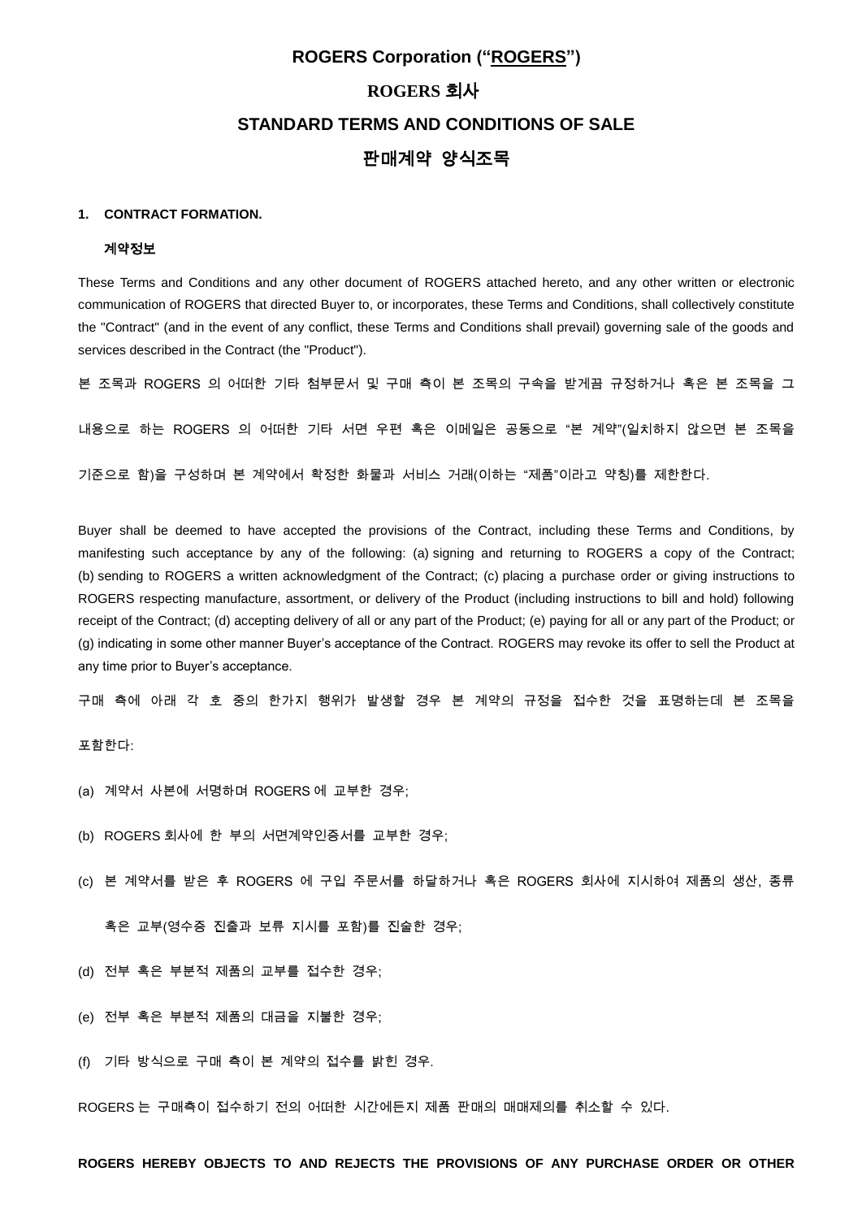# ROGERS Corporation ("ROGERS")

# ROGERS 회사

# STANDARD TERMS AND CONDITIONS OF SALE

# 판매계약 양식조목

**1. CONTRACT FORMATION.**

**계약정보**

These Terms and Conditions and any other document of ROGERS attached hereto, and any other written or electronic communication of ROGERS that directed Buyer to, or incorporates, these Terms and Conditions, shall collectively constitute the "Contract" (and in the event of any conflict, these Terms and Conditions shall prevail) governing sale of the goods and services described in the Contract (the "Product").

본 조목과 ROGERS 의 어떠한 기타 첨부문서 및 구매 측이 본 조목의 구속을 받게끔 규정하거나 혹은 본 조목을 그 내용으로 하는 ROGERS 의 어떠한 기타 서면 우편 혹은 이메일은 공동으로 "본 계약"(일치하지 않으면 본 조목을 기준으로 함)을 구성하며 본 계약에서 확정한 화물과 서비스 거래(이하는 "제품"이라고 약칭)를 제한한다.

Buyer shall be deemed to have accepted the provisions of the Contract, including these Terms and Conditions, by manifesting such acceptance by any of the following: (a) signing and returning to ROGERS a copy of the Contract; (b) sending to ROGERS a written acknowledgment of the Contract; (c) placing a purchase order or giving instructions to ROGERS respecting manufacture, assortment, or delivery of the Product (including instructions to bill and hold) following receipt of the Contract; (d) accepting delivery of all or any part of the Product; (e) paying for all or any part of the Product; or (g) indicating in some other manner Buyer's acceptance of the Contract. ROGERS may revoke its offer to sell the Product at any time prior to Buyer's acceptance.

구매 측에 아래 각 호 중의 한가지 행위가 발생할 경우 본 계약의 규정을 접수한 것을 표명하는데 본 조목을 포함한다:

(a) 계약서 사본에 서명하며 ROGERS 에 교부한 경우;

(b) ROGERS 회사에 한 부의 서면계약인증서를 교부한 경우;

(c) 본 계약서를 받은 후 ROGERS 에 구입 주문서를 하달하거나 혹은 ROGERS 회사에 지시하여 제품의 생산, 종류 혹은 교부(영수증 진출과 보류 지시를 포함)를 진술한 경우;

(d) 전부 혹은 부분적 제품의 교부를 접수한 경우;

(e) 전부 혹은 부분적 제품의 대금을 지불한 경우;

(f) 기타 방식으로 구매 측이 본 계약의 접수를 밝힌 경우.

ROGERS 는 구매측이 접수하기 전의 어떠한 시간에든지 제품 판매의 매매제의를 취소할 수 있다.

**ROGERS HEREBY OBJECTS TO AND REJECTS THE PROVISIONS OF ANY PURCHASE ORDER OR OTHER**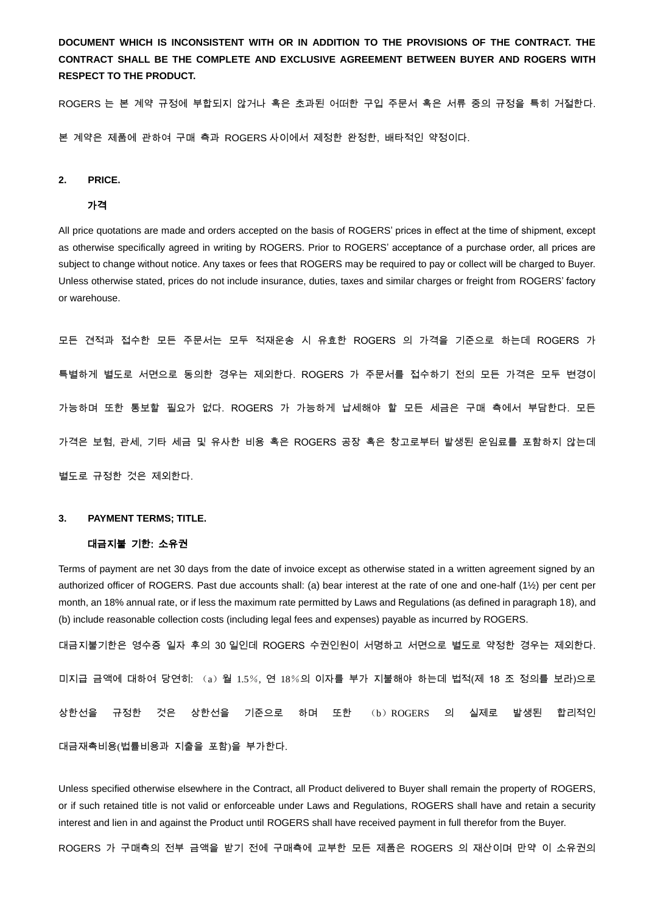**DOCUMENT WHICH IS INCONSISTENT WITH OR IN ADDITION TO THE PROVISIONS OF THE CONTRACT. THE CONTRACT SHALL BE THE COMPLETE AND EXCLUSIVE AGREEMENT BETWEEN BUYER AND ROGERS WITH RESPECT TO THE PRODUCT.**

ROGERS 는 본 계약 규정에 부합되지 않거나 혹은 초과된 어떠한 구입 주문서 혹은 서류 중의 규정을 특히 거절한다.

본 계약은 제품에 관하여 구매 측과 ROGERS 사이에서 제정한 완정한, 배타적인 약정이다.

**2. PRICE.**

**가격**

All price quotations are made and orders accepted on the basis of ROGERS' prices in effect at the time of shipment, except as otherwise specifically agreed in writing by ROGERS. Prior to ROGERS' acceptance of a purchase order, all prices are subject to change without notice. Any taxes or fees that ROGERS may be required to pay or collect will be charged to Buyer. Unless otherwise stated, prices do not include insurance, duties, taxes and similar charges or freight from ROGERS' factory or warehouse.

모든 견적과 접수한 모든 주문서는 모두 적재운송 시 유효한 ROGERS 의 가격을 기준으로 하는데 ROGERS 가 특별하게 별도로 서면으로 동의한 경우는 제외한다. ROGERS 가 주문서를 접수하기 전의 모든 가격은 모두 변경이 가능하며 또한 통보할 필요가 없다. ROGERS 가 가능하게 납세해야 할 모든 세금은 구매 측에서 부담한다. 모든 가격은 보험, 관세, 기타 세금 및 유사한 비용 혹은 ROGERS 공장 혹은 창고로부터 발생된 운임료를 포함하지 않는데 별도로 규정한 것은 제외한다.

**3. PAYMENT TERMS; TITLE.**

**대금지불 기한: 소유권**

Terms of payment are net 30 days from the date of invoice except as otherwise stated in a written agreement signed by an authorized officer of ROGERS. Past due accounts shall: (a) bear interest at the rate of one and one-half (1½) per cent per month, an 18% annual rate, or if less the maximum rate permitted by Laws and Regulations (as defined in paragraph 18), and (b) include reasonable collection costs (including legal fees and expenses) payable as incurred by ROGERS.

대금지불기한은 영수증 일자 후의 30 일인데 ROGERS 수권인원이 서명하고 서면으로 별도로 약정한 경우는 제외한다. 미지급 금액에 대하여 당연히: （a）월 1.5%, 연 18%의 이자를 부가 지불해야 하는데 법적(제 18 조 정의를 보라)으로 상한선을 규정한 것은 상한선을 기준으로 하며 또한 （b）ROGERS 의 실제로 발생된 합리적인 대금재촉비용(법률비용과 지출을 포함)을 부가한다.

Unless specified otherwise elsewhere in the Contract, all Product delivered to Buyer shall remain the property of ROGERS, or if such retained title is not valid or enforceable under Laws and Regulations, ROGERS shall have and retain a security interest and lien in and against the Product until ROGERS shall have received payment in full therefor from the Buyer.

ROGERS 가 구매측의 전부 금액을 받기 전에 구매측에 교부한 모든 제품은 ROGERS 의 재산이며 만약 이 소유권의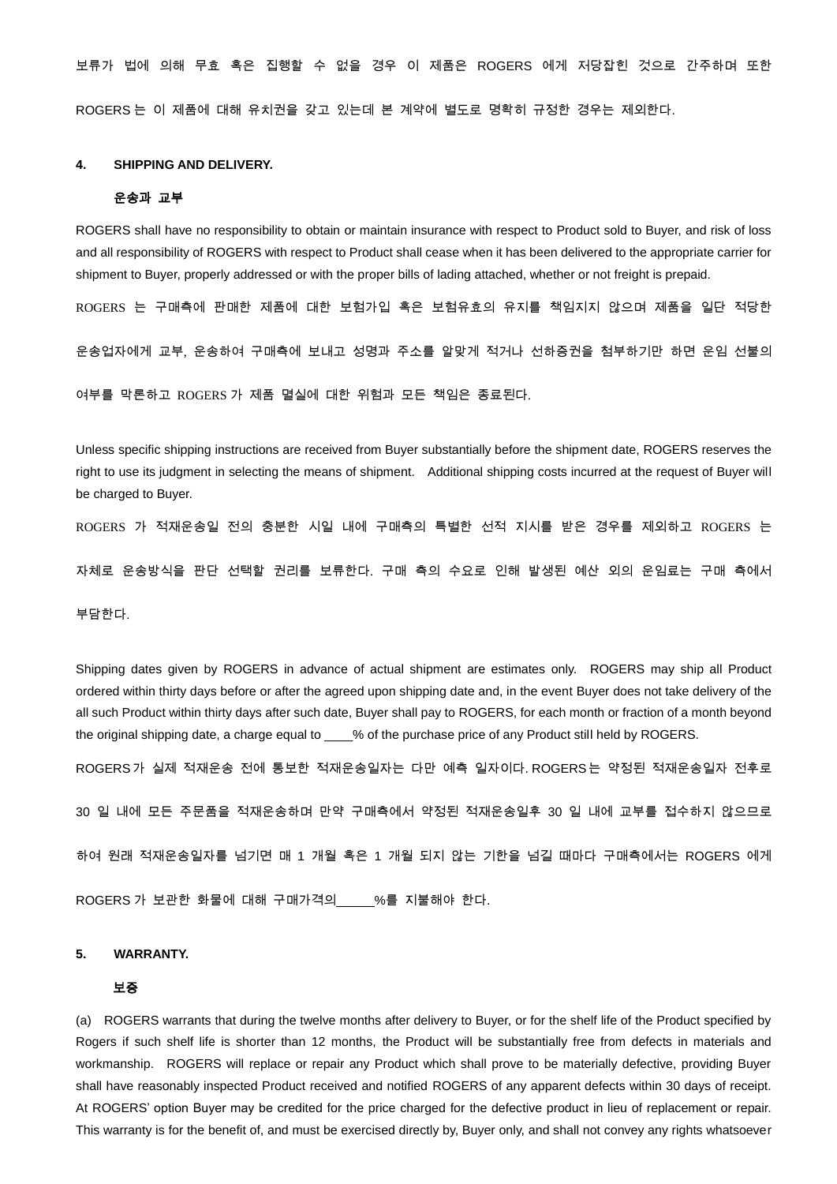보류가 법에 의해 무효 혹은 집행할 수 없을 경우 이 제품은 ROGERS 에게 저당잡힌 것으로 간주하며 또한 ROGERS 는 이 제품에 대해 유치권을 갖고 있는데 본 계약에 별도로 명확히 규정한 경우는 제외한다.

**4. SHIPPING AND DELIVERY.**

**운송과 교부**

ROGERS shall have no responsibility to obtain or maintain insurance with respect to Product sold to Buyer, and risk of loss and all responsibility of ROGERS with respect to Product shall cease when it has been delivered to the appropriate carrier for shipment to Buyer, properly addressed or with the proper bills of lading attached, whether or not freight is prepaid.

ROGERS 는 구매측에 판매한 제품에 대한 보험가입 혹은 보험유효의 유지를 책임지지 않으며 제품을 일단 적당한 운송업자에게 교부, 운송하여 구매측에 보내고 성명과 주소를 알맞게 적거나 선하증권을 첨부하기만 하면 운임 선불의 여부를 막론하고 ROGERS 가 제품 멸실에 대한 위험과 모든 책임은 종료된다.

Unless specific shipping instructions are received from Buyer substantially before the shipment date, ROGERS reserves the right to use its judgment in selecting the means of shipment. Additional shipping costs incurred at the request of Buyer will be charged to Buyer.

ROGERS 가 적재운송일 전의 충분한 시일 내에 구매측의 특별한 선적 지시를 받은 경우를 제외하고 ROGERS 는 자체로 운송방식을 판단 선택할 권리를 보류한다. 구매 측의 수요로 인해 발생된 예산 외의 운임료는 구매 측에서 부담한다.

Shipping dates given by ROGERS in advance of actual shipment are estimates only. ROGERS may ship all Product ordered within thirty days before or after the agreed upon shipping date and, in the event Buyer does not take delivery of the all such Product within thirty days after such date, Buyer shall pay to ROGERS, for each month or fraction of a month beyond the original shipping date, a charge equal to ____% of the purchase price of any Product still held by ROGERS.

ROGERS 가 실제 적재운송 전에 통보한 적재운송일자는 다만 예측 일자이다. ROGERS 는 약정된 적재운송일자 전후로 30 일 내에 모든 주문품을 적재운송하며 만약 구매측에서 약정된 적재운송일후 30 일 내에 교부를 접수하지 않으므로 하여 원래 적재운송일자를 넘기면 매 1 개월 혹은 1 개월 되지 않는 기한을 넘길 때마다 구매측에서는 ROGERS 에게 ROGERS 가 보관한 화물에 대해 구매가격의_____%를 지불해야 한다.

**5. WARRANTY.**

**보증**

(a) ROGERS warrants that during the twelve months after delivery to Buyer, or for the shelf life of the Product specified by Rogers if such shelf life is shorter than 12 months, the Product will be substantially free from defects in materials and workmanship. ROGERS will replace or repair any Product which shall prove to be materially defective, providing Buyer shall have reasonably inspected Product received and notified ROGERS of any apparent defects within 30 days of receipt. At ROGERS' option Buyer may be credited for the price charged for the defective product in lieu of replacement or repair. This warranty is for the benefit of, and must be exercised directly by, Buyer only, and shall not convey any rights whatsoever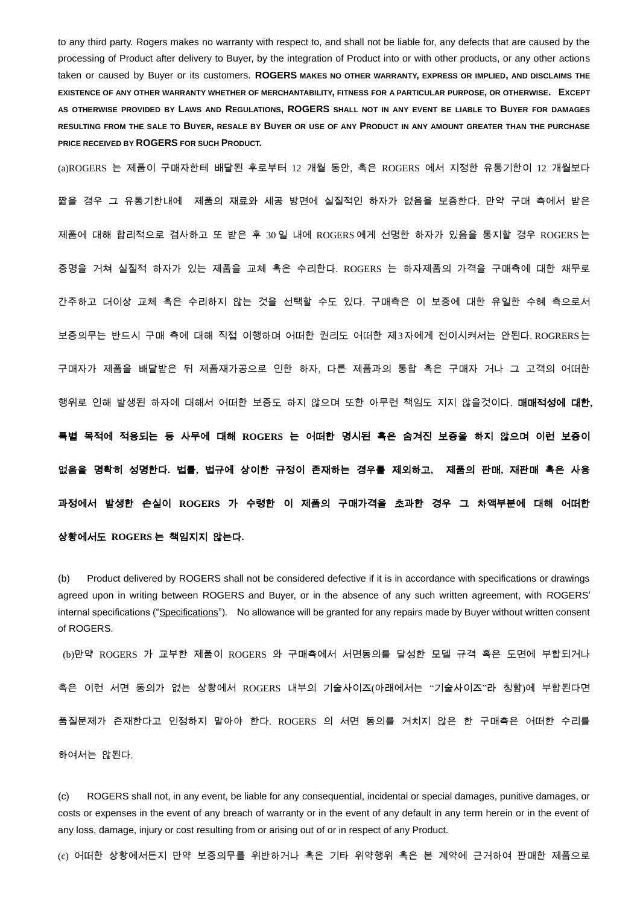to any third party. Rogers makes no warranty with respect to, and shall not be liable for, any defects that are caused by the processing of Product after delivery to Buyer, by the integration of Product into or with other products, or any other actions taken or caused by Buyer or its customers. **ROGERS MAKES NO OTHER WARRANTY, EXPRESS OR IMPLIED, AND DISCLAIMS THE EXISTENCE OF ANY OTHER WARRANTY WHETHER OF MERCHANTABILITY, FITNESS FOR A PARTICULAR PURPOSE, OR OTHERWISE. EXCEPT AS OTHERWISE PROVIDED BY LAWS AND REGULATIONS, ROGERS SHALL NOT IN ANY EVENT BE LIABLE TO BUYER FOR DAMAGES RESULTING FROM THE SALE TO BUYER, RESALE BY BUYER OR USE OF ANY PRODUCT IN ANY AMOUNT GREATER THAN THE PURCHASE PRICE RECEIVED BY ROGERS FOR SUCH PRODUCT.**

(a)ROGERS 는 제품이 구매자한테 배달된 후로부터 12 개월 동안, 혹은 ROGERS 에서 지정한 유통기한이 12 개월보다 짧을 경우 그 유통기한내에 제품의 재료와 세공 방면에 실질적인 하자가 없음을 보증한다. 만약 구매 측에서 받은 제품에 대해 합리적으로 검사하고 또 받은 후 30 일 내에 ROGERS 에게 선명한 하자가 있음을 통지할 경우 ROGERS 는 증명을 거쳐 실질적 하자가 있는 제품을 교체 혹은 수리한다. ROGERS 는 하자제품의 가격을 구매측에 대한 채무로 간주하고 더이상 교체 혹은 수리하지 않는 것을 선택할 수도 있다. 구매측은 이 보증에 대한 유일한 수혜 측으로서 보증의무는 반드시 구매 측에 대해 직접 이행하며 어떠한 권리도 어떠한 제3자에게 전이시켜서는 안된다. ROGRERS 는 구매자가 제품을 배달받은 뒤 제품재가공으로 인한 하자, 다른 제품과의 통합 혹은 구매자 거나 그 고객의 어떠한 행위로 인해 발생된 하자에 대해서 어떠한 보증도 하지 않으며 또한 아무런 책임도 지지 않을것이다. **매매적성에 대한, 특별 목적에 적용되는 등 사무에 대해 ROGERS 는 어떠한 명시된 혹은 숨겨진 보증을 하지 않으며 이런 보증이 없음을 명확히 성명한다. 법률, 법규에 상이한 규정이 존재하는 경우를 제외하고, 제품의 판매, 재판매 혹은 사용 과정에서 발생한 손실이 ROGERS 가 수령한 이 제품의 구매가격을 초과한 경우 그 차액부분에 대해 어떠한 상황에서도 ROGERS 는 책임지지 않는다.**

(b) Product delivered by ROGERS shall not be considered defective if it is in accordance with specifications or drawings agreed upon in writing between ROGERS and Buyer, or in the absence of any such written agreement, with ROGERS' internal specifications ("Specifications"). No allowance will be granted for any repairs made by Buyer without written consent of ROGERS.

(b)만약 ROGERS 가 교부한 제품이 ROGERS 와 구매측에서 서면동의를 달성한 모델 규격 혹은 도면에 부합되거나 혹은 이런 서면 동의가 없는 상황에서 ROGERS 내부의 기술사이즈(아래에서는 "기술사이즈"라 칭함)에 부합된다면 품질문제가 존재한다고 인정하지 말아야 한다. ROGERS 의 서면 동의를 거치지 않은 한 구매측은 어떠한 수리를 하여서는 않된다.

(c) ROGERS shall not, in any event, be liable for any consequential, incidental or special damages, punitive damages, or costs or expenses in the event of any breach of warranty or in the event of any default in any term herein or in the event of any loss, damage, injury or cost resulting from or arising out of or in respect of any Product.

(c) 어떠한 상황에서든지 만약 보증의무를 위반하거나 혹은 기타 위약행위 혹은 본 계약에 근거하여 판매한 제품으로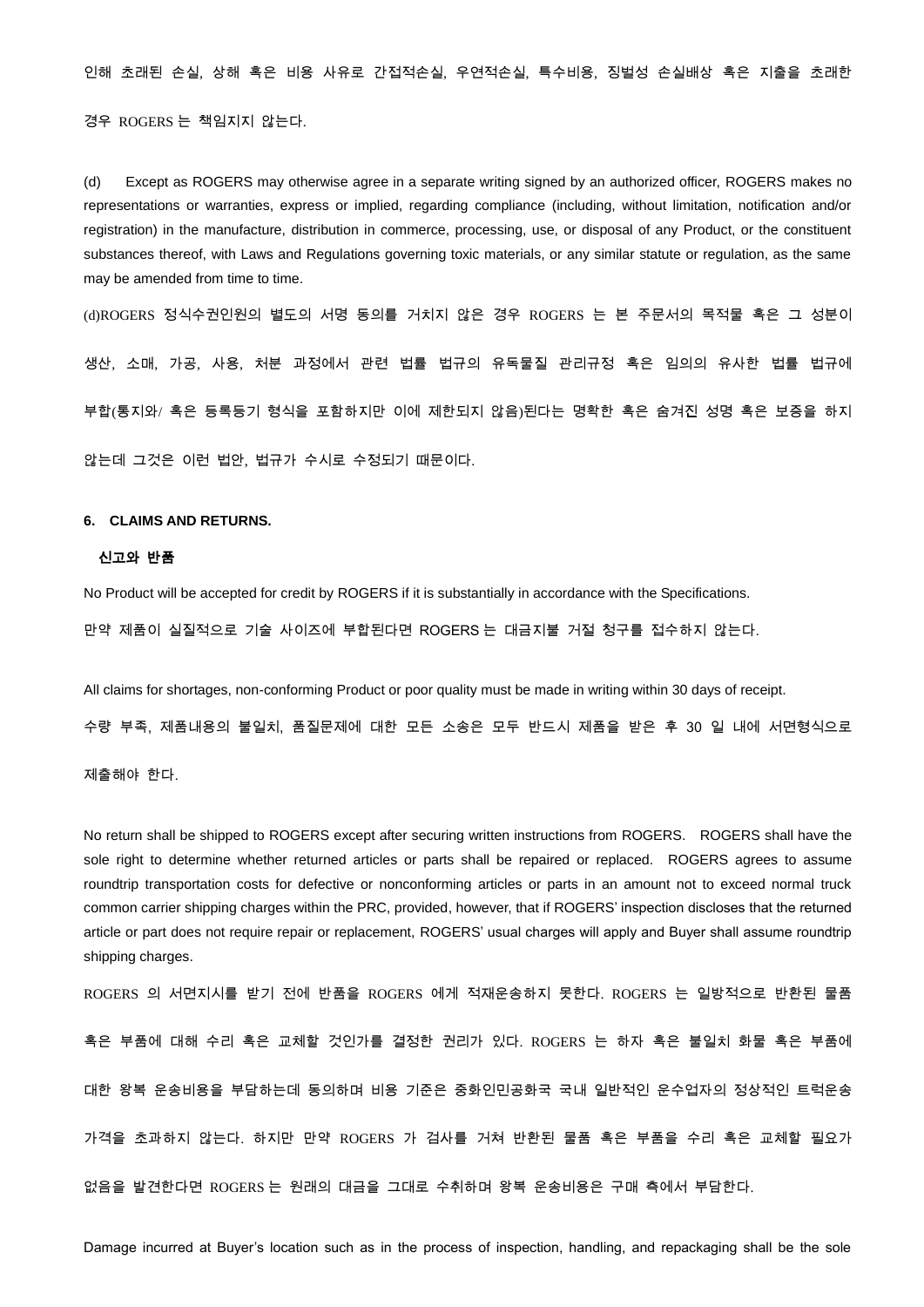인해 초래된 손실, 상해 혹은 비용 사유로 간접적손실, 우연적손실, 특수비용, 징벌성 손실배상 혹은 지출을 초래한 경우 ROGERS 는 책임지지 않는다.

(d) Except as ROGERS may otherwise agree in a separate writing signed by an authorized officer, ROGERS makes no representations or warranties, express or implied, regarding compliance (including, without limitation, notification and/or registration) in the manufacture, distribution in commerce, processing, use, or disposal of any Product, or the constituent substances thereof, with Laws and Regulations governing toxic materials, or any similar statute or regulation, as the same may be amended from time to time.

(d)ROGERS 정식수권인원의 별도의 서명 동의를 거치지 않은 경우 ROGERS 는 본 주문서의 목적물 혹은 그 성분이 생산, 소매, 가공, 사용, 처분 과정에서 관련 법률 법규의 유독물질 관리규정 혹은 임의의 유사한 법률 법규에 부합(통지와/ 혹은 등록등기 형식을 포함하지만 이에 제한되지 않음)된다는 명확한 혹은 숨겨진 성명 혹은 보증을 하지 않는데 그것은 이런 법안, 법규가 수시로 수정되기 때문이다.

### 6. CLAIMS AND RETURNS.

**신고와 반품**

No Product will be accepted for credit by ROGERS if it is substantially in accordance with the Specifications.

만약 제품이 실질적으로 기술 사이즈에 부합된다면 ROGERS 는 대금지불 거절 청구를 접수하지 않는다.

All claims for shortages, non-conforming Product or poor quality must be made in writing within 30 days of receipt.

수량 부족, 제품내용의 불일치, 품질문제에 대한 모든 소송은 모두 반드시 제품을 받은 후 30 일 내에 서면형식으로 제출해야 한다.

No return shall be shipped to ROGERS except after securing written instructions from ROGERS. ROGERS shall have the sole right to determine whether returned articles or parts shall be repaired or replaced. ROGERS agrees to assume roundtrip transportation costs for defective or nonconforming articles or parts in an amount not to exceed normal truck common carrier shipping charges within the PRC, provided, however, that if ROGERS' inspection discloses that the returned article or part does not require repair or replacement, ROGERS' usual charges will apply and Buyer shall assume roundtrip shipping charges.

ROGERS 의 서면지시를 받기 전에 반품을 ROGERS 에게 적재운송하지 못한다. ROGERS 는 일방적으로 반환된 물품 혹은 부품에 대해 수리 혹은 교체할 것인가를 결정한 권리가 있다. ROGERS 는 하자 혹은 불일치 화물 혹은 부품에 대한 왕복 운송비용을 부담하는데 동의하며 비용 기준은 중화인민공화국 국내 일반적인 운수업자의 정상적인 트럭운송 가격을 초과하지 않는다. 하지만 만약 ROGERS 가 검사를 거쳐 반환된 물품 혹은 부품을 수리 혹은 교체할 필요가 없음을 발견한다면 ROGERS 는 원래의 대금을 그대로 수취하며 왕복 운송비용은 구매 측에서 부담한다.

Damage incurred at Buyer's location such as in the process of inspection, handling, and repackaging shall be the sole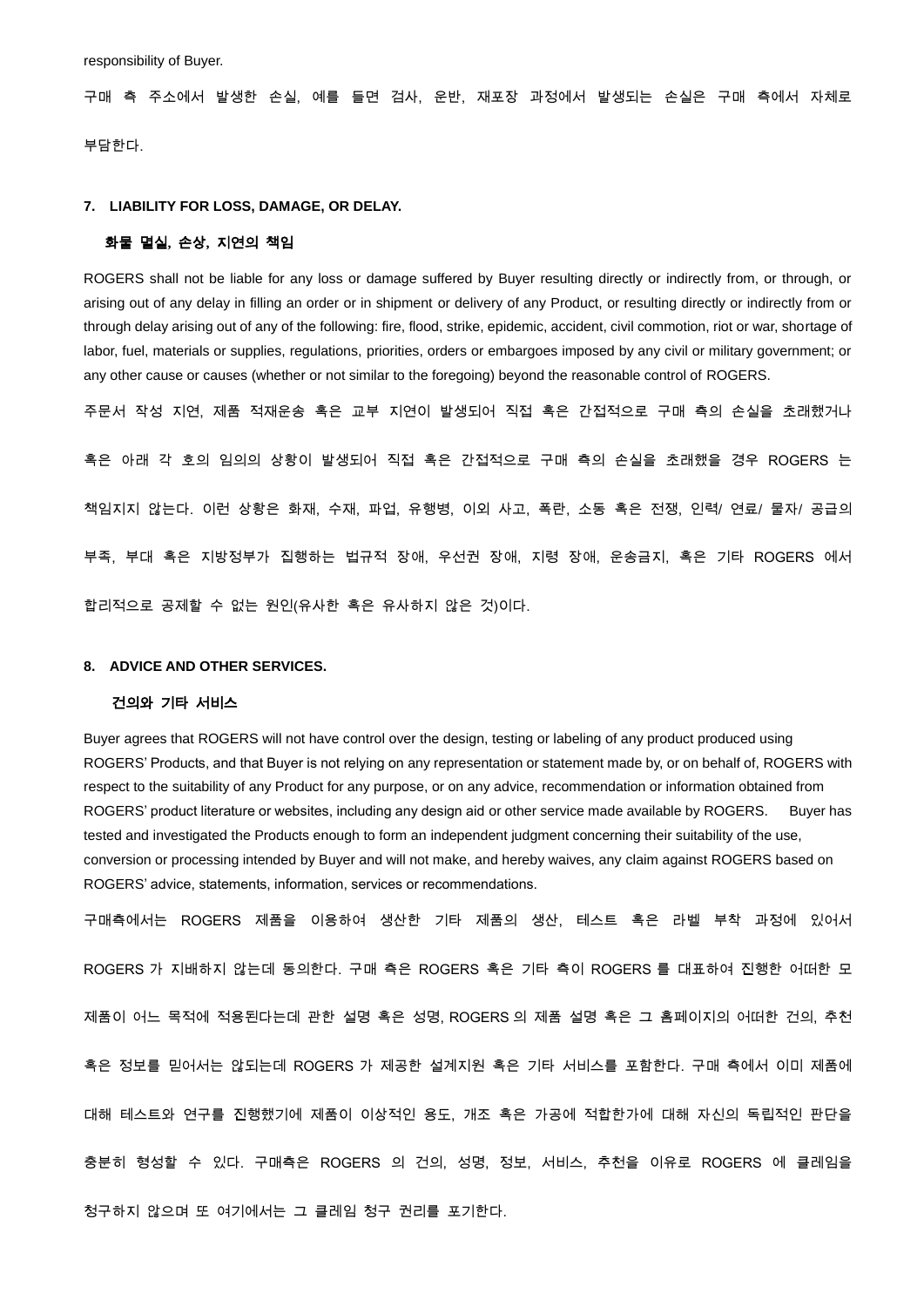responsibility of Buyer.

구매 측 주소에서 발생한 손실, 예를 들면 검사, 운반, 재포장 과정에서 발생되는 손실은 구매 측에서 자체로 부담한다.

**7. LIABILITY FOR LOSS, DAMAGE, OR DELAY.**

**화물 멸실, 손상, 지연의 책임**

ROGERS shall not be liable for any loss or damage suffered by Buyer resulting directly or indirectly from, or through, or arising out of any delay in filling an order or in shipment or delivery of any Product, or resulting directly or indirectly from or through delay arising out of any of the following: fire, flood, strike, epidemic, accident, civil commotion, riot or war, shortage of labor, fuel, materials or supplies, regulations, priorities, orders or embargoes imposed by any civil or military government; or any other cause or causes (whether or not similar to the foregoing) beyond the reasonable control of ROGERS.

주문서 작성 지연, 제품 적재운송 혹은 교부 지연이 발생되어 직접 혹은 간접적으로 구매 측의 손실을 초래했거나 혹은 아래 각 호의 임의의 상황이 발생되어 직접 혹은 간접적으로 구매 측의 손실을 초래했을 경우 ROGERS 는 책임지지 않는다. 이런 상황은 화재, 수재, 파업, 유행병, 이외 사고, 폭란, 소동 혹은 전쟁, 인력/ 연료/ 물자/ 공급의 부족, 부대 혹은 지방정부가 집행하는 법규적 장애, 우선권 장애, 지령 장애, 운송금지, 혹은 기타 ROGERS 에서 합리적으로 공제할 수 없는 원인(유사한 혹은 유사하지 않은 것)이다.

**8. ADVICE AND OTHER SERVICES.**

**건의와 기타 서비스**

Buyer agrees that ROGERS will not have control over the design, testing or labeling of any product produced using ROGERS' Products, and that Buyer is not relying on any representation or statement made by, or on behalf of, ROGERS with respect to the suitability of any Product for any purpose, or on any advice, recommendation or information obtained from ROGERS' product literature or websites, including any design aid or other service made available by ROGERS. Buyer has tested and investigated the Products enough to form an independent judgment concerning their suitability of the use, conversion or processing intended by Buyer and will not make, and hereby waives, any claim against ROGERS based on ROGERS' advice, statements, information, services or recommendations.

구매측에서는 ROGERS 제품을 이용하여 생산한 기타 제품의 생산, 테스트 혹은 라벨 부착 과정에 있어서 ROGERS 가 지배하지 않는데 동의한다. 구매 측은 ROGERS 혹은 기타 측이 ROGERS 를 대표하여 진행한 어떠한 모 제품이 어느 목적에 적용된다는데 관한 설명 혹은 성명, ROGERS 의 제품 설명 혹은 그 홈페이지의 어떠한 건의, 추천 혹은 정보를 믿어서는 않되는데 ROGERS 가 제공한 설계지원 혹은 기타 서비스를 포함한다. 구매 측에서 이미 제품에 대해 테스트와 연구를 진행했기에 제품이 이상적인 용도, 개조 혹은 가공에 적합한가에 대해 자신의 독립적인 판단을 충분히 형성할 수 있다. 구매측은 ROGERS 의 건의, 성명, 정보, 서비스, 추천을 이유로 ROGERS 에 클레임을 청구하지 않으며 또 여기에서는 그 클레임 청구 권리를 포기한다.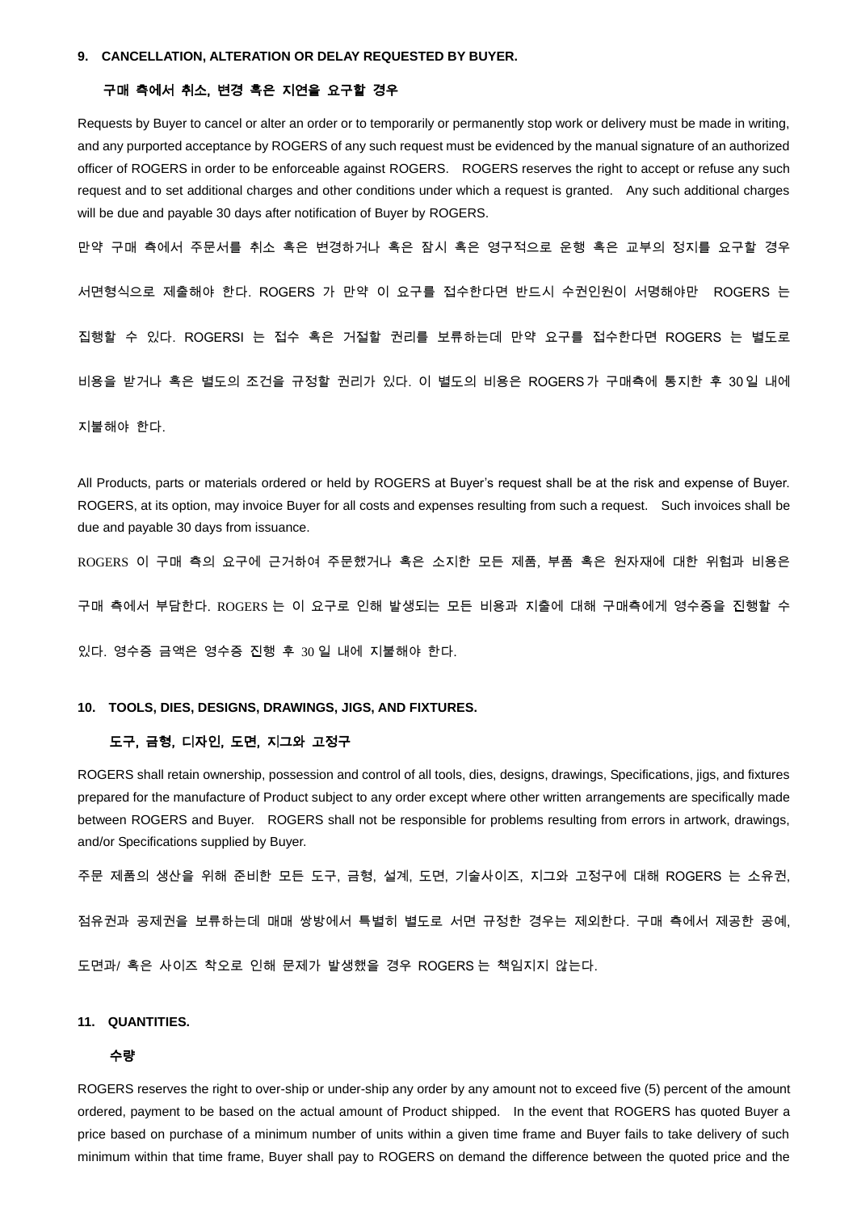**9. CANCELLATION, ALTERATION OR DELAY REQUESTED BY BUYER.**

**구매 측에서 취소, 변경 혹은 지연을 요구할 경우**

Requests by Buyer to cancel or alter an order or to temporarily or permanently stop work or delivery must be made in writing, and any purported acceptance by ROGERS of any such request must be evidenced by the manual signature of an authorized officer of ROGERS in order to be enforceable against ROGERS. ROGERS reserves the right to accept or refuse any such request and to set additional charges and other conditions under which a request is granted. Any such additional charges will be due and payable 30 days after notification of Buyer by ROGERS.

만약 구매 측에서 주문서를 취소 혹은 변경하거나 혹은 잠시 혹은 영구적으로 운행 혹은 교부의 정지를 요구할 경우 서면형식으로 제출해야 한다. ROGERS 가 만약 이 요구를 접수한다면 반드시 수권인원이 서명해야만 ROGERS 는 집행할 수 있다. ROGERSI 는 접수 혹은 거절할 권리를 보류하는데 만약 요구를 접수한다면 ROGERS 는 별도로 비용을 받거나 혹은 별도의 조건을 규정할 권리가 있다. 이 별도의 비용은 ROGERS가 구매측에 통지한 후 30일 내에 지불해야 한다.

All Products, parts or materials ordered or held by ROGERS at Buyer's request shall be at the risk and expense of Buyer. ROGERS, at its option, may invoice Buyer for all costs and expenses resulting from such a request. Such invoices shall be due and payable 30 days from issuance.

ROGERS 이 구매 측의 요구에 근거하여 주문했거나 혹은 소지한 모든 제품, 부품 혹은 원자재에 대한 위험과 비용은 구매 측에서 부담한다. ROGERS 는 이 요구로 인해 발생되는 모든 비용과 지출에 대해 구매측에게 영수증을 진행할 수 있다. 영수증 금액은 영수증 진행 후 30 일 내에 지불해야 한다.

**10. TOOLS, DIES, DESIGNS, DRAWINGS, JIGS, AND FIXTURES.**

**도구, 금형, 디자인, 도면, 지그와 고정구**

ROGERS shall retain ownership, possession and control of all tools, dies, designs, drawings, Specifications, jigs, and fixtures prepared for the manufacture of Product subject to any order except where other written arrangements are specifically made between ROGERS and Buyer. ROGERS shall not be responsible for problems resulting from errors in artwork, drawings, and/or Specifications supplied by Buyer.

주문 제품의 생산을 위해 준비한 모든 도구, 금형, 설계, 도면, 기술사이즈, 지그와 고정구에 대해 ROGERS 는 소유권, 점유권과 공제권을 보류하는데 매매 쌍방에서 특별히 별도로 서면 규정한 경우는 제외한다. 구매 측에서 제공한 공예, 도면과/ 혹은 사이즈 착오로 인해 문제가 발생했을 경우 ROGERS 는 책임지지 않는다.

**11. QUANTITIES.**

**수량**

ROGERS reserves the right to over-ship or under-ship any order by any amount not to exceed five (5) percent of the amount ordered, payment to be based on the actual amount of Product shipped. In the event that ROGERS has quoted Buyer a price based on purchase of a minimum number of units within a given time frame and Buyer fails to take delivery of such minimum within that time frame, Buyer shall pay to ROGERS on demand the difference between the quoted price and the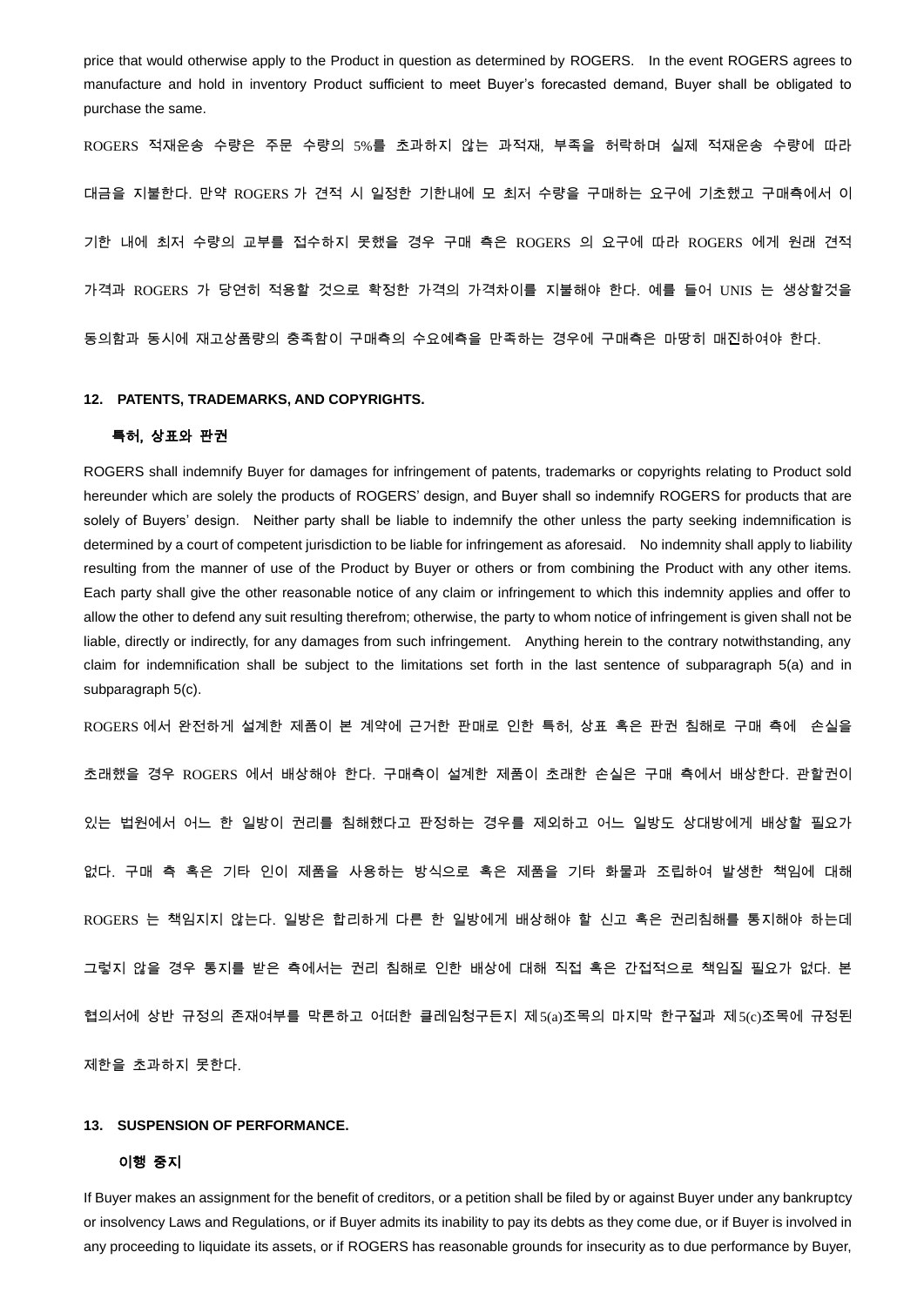price that would otherwise apply to the Product in question as determined by ROGERS. In the event ROGERS agrees to manufacture and hold in inventory Product sufficient to meet Buyer's forecasted demand, Buyer shall be obligated to purchase the same.

ROGERS 적재운송 수량은 주문 수량의 5%를 초과하지 않는 과적재, 부족을 허락하며 실제 적재운송 수량에 따라 대금을 지불한다. 만약 ROGERS 가 견적 시 일정한 기한내에 모 최저 수량을 구매하는 요구에 기초했고 구매측에서 이 기한 내에 최저 수량의 교부를 접수하지 못했을 경우 구매 측은 ROGERS 의 요구에 따라 ROGERS 에게 원래 견적 가격과 ROGERS 가 당연히 적용할 것으로 확정한 가격의 가격차이를 지불해야 한다. 예를 들어 UNIS 는 생상할것을 동의함과 동시에 재고상품량의 충족함이 구매측의 수요예측을 만족하는 경우에 구매측은 마땅히 매진하여야 한다.

## 12. PATENTS, TRADEMARKS, AND COPYRIGHTS.

### 특허, 상표와 판권

ROGERS shall indemnify Buyer for damages for infringement of patents, trademarks or copyrights relating to Product sold hereunder which are solely the products of ROGERS' design, and Buyer shall so indemnify ROGERS for products that are solely of Buyers' design. Neither party shall be liable to indemnify the other unless the party seeking indemnification is determined by a court of competent jurisdiction to be liable for infringement as aforesaid. No indemnity shall apply to liability resulting from the manner of use of the Product by Buyer or others or from combining the Product with any other items. Each party shall give the other reasonable notice of any claim or infringement to which this indemnity applies and offer to allow the other to defend any suit resulting therefrom; otherwise, the party to whom notice of infringement is given shall not be liable, directly or indirectly, for any damages from such infringement. Anything herein to the contrary notwithstanding, any claim for indemnification shall be subject to the limitations set forth in the last sentence of subparagraph 5(a) and in subparagraph 5(c).

ROGERS 에서 완전하게 설계한 제품이 본 계약에 근거한 판매로 인한 특허, 상표 혹은 판권 침해로 구매 측에 손실을 초래했을 경우 ROGERS 에서 배상해야 한다. 구매측이 설계한 제품이 초래한 손실은 구매 측에서 배상한다. 관할권이 있는 법원에서 어느 한 일방이 권리를 침해했다고 판정하는 경우를 제외하고 어느 일방도 상대방에게 배상할 필요가 없다. 구매 측 혹은 기타 인이 제품을 사용하는 방식으로 혹은 제품을 기타 화물과 조립하여 발생한 책임에 대해 ROGERS 는 책임지지 않는다. 일방은 합리하게 다른 한 일방에게 배상해야 할 신고 혹은 권리침해를 통지해야 하는데 그렇지 않을 경우 통지를 받은 측에서는 권리 침해로 인한 배상에 대해 직접 혹은 간접적으로 책임질 필요가 없다. 본 협의서에 상반 규정의 존재여부를 막론하고 어떠한 클레임청구든지 제5(a)조목의 마지막 한구절과 제5(c)조목에 규정된 제한을 초과하지 못한다.

## 13. SUSPENSION OF PERFORMANCE.

### 이행 중지

If Buyer makes an assignment for the benefit of creditors, or a petition shall be filed by or against Buyer under any bankruptcy or insolvency Laws and Regulations, or if Buyer admits its inability to pay its debts as they come due, or if Buyer is involved in any proceeding to liquidate its assets, or if ROGERS has reasonable grounds for insecurity as to due performance by Buyer,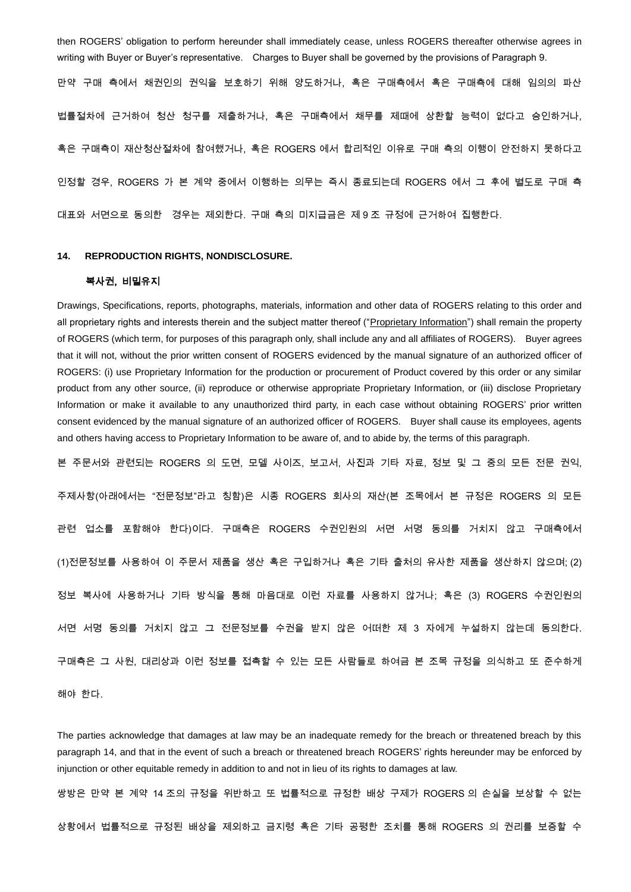then ROGERS' obligation to perform hereunder shall immediately cease, unless ROGERS thereafter otherwise agrees in writing with Buyer or Buyer's representative. Charges to Buyer shall be governed by the provisions of Paragraph 9.

만약 구매 측에서 채권인의 권익을 보호하기 위해 양도하거나, 혹은 구매측에서 혹은 구매측에 대해 임의의 파산 법률절차에 근거하여 청산 청구를 제출하거나, 혹은 구매측에서 채무를 제때에 상환할 능력이 없다고 승인하거나, 혹은 구매측이 재산청산절차에 참여했거나, 혹은 ROGERS 에서 합리적인 이유로 구매 측의 이행이 안전하지 못하다고 인정할 경우, ROGERS 가 본 계약 중에서 이행하는 의무는 즉시 종료되는데 ROGERS 에서 그 후에 별도로 구매 측 대표와 서면으로 동의한 경우는 제외한다. 구매 측의 미지급금은 제 9 조 규정에 근거하여 집행한다.

### 14. REPRODUCTION RIGHTS, NONDISCLOSURE.

**복사권, 비밀유지**

Drawings, Specifications, reports, photographs, materials, information and other data of ROGERS relating to this order and all proprietary rights and interests therein and the subject matter thereof ("Proprietary Information") shall remain the property of ROGERS (which term, for purposes of this paragraph only, shall include any and all affiliates of ROGERS). Buyer agrees that it will not, without the prior written consent of ROGERS evidenced by the manual signature of an authorized officer of ROGERS: (i) use Proprietary Information for the production or procurement of Product covered by this order or any similar product from any other source, (ii) reproduce or otherwise appropriate Proprietary Information, or (iii) disclose Proprietary Information or make it available to any unauthorized third party, in each case without obtaining ROGERS' prior written consent evidenced by the manual signature of an authorized officer of ROGERS. Buyer shall cause its employees, agents and others having access to Proprietary Information to be aware of, and to abide by, the terms of this paragraph.

본 주문서와 관련되는 ROGERS 의 도면, 모델 사이즈, 보고서, 사진과 기타 자료, 정보 및 그 중의 모든 전문 권익, 주제사항(아래에서는 "전문정보"라고 칭함)은 시종 ROGERS 회사의 재산(본 조목에서 본 규정은 ROGERS 의 모든 관련 업소를 포함해야 한다)이다. 구매측은 ROGERS 수권인원의 서면 서명 동의를 거치지 않고 구매측에서 (1)전문정보를 사용하여 이 주문서 제품을 생산 혹은 구입하거나 혹은 기타 출처의 유사한 제품을 생산하지 않으며; (2) 정보 복사에 사용하거나 기타 방식을 통해 마음대로 이런 자료를 사용하지 않거나; 혹은 (3) ROGERS 수권인원의 서면 서명 동의를 거치지 않고 그 전문정보를 수권을 받지 않은 어떠한 제 3 자에게 누설하지 않는데 동의한다. 구매측은 그 사원, 대리상과 이런 정보를 접촉할 수 있는 모든 사람들로 하여금 본 조목 규정을 의식하고 또 준수하게 해야 한다.

The parties acknowledge that damages at law may be an inadequate remedy for the breach or threatened breach by this paragraph 14, and that in the event of such a breach or threatened breach ROGERS' rights hereunder may be enforced by injunction or other equitable remedy in addition to and not in lieu of its rights to damages at law.

쌍방은 만약 본 계약 14 조의 규정을 위반하고 또 법률적으로 규정한 배상 구제가 ROGERS 의 손실을 보상할 수 없는 상황에서 법률적으로 규정된 배상을 제외하고 금지령 혹은 기타 공평한 조치를 통해 ROGERS 의 권리를 보증할 수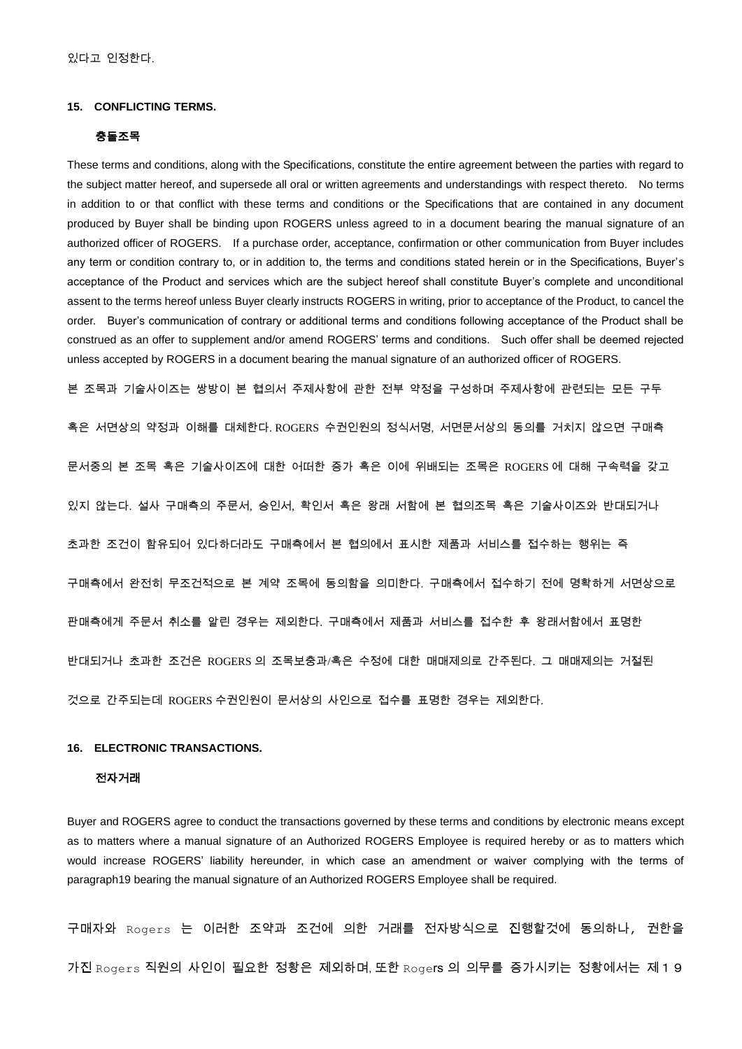있다고 인정한다.

### 15. CONFLICTING TERMS.

**충돌조목**

These terms and conditions, along with the Specifications, constitute the entire agreement between the parties with regard to the subject matter hereof, and supersede all oral or written agreements and understandings with respect thereto. No terms in addition to or that conflict with these terms and conditions or the Specifications that are contained in any document produced by Buyer shall be binding upon ROGERS unless agreed to in a document bearing the manual signature of an authorized officer of ROGERS. If a purchase order, acceptance, confirmation or other communication from Buyer includes any term or condition contrary to, or in addition to, the terms and conditions stated herein or in the Specifications, Buyer's acceptance of the Product and services which are the subject hereof shall constitute Buyer's complete and unconditional assent to the terms hereof unless Buyer clearly instructs ROGERS in writing, prior to acceptance of the Product, to cancel the order. Buyer's communication of contrary or additional terms and conditions following acceptance of the Product shall be construed as an offer to supplement and/or amend ROGERS' terms and conditions. Such offer shall be deemed rejected unless accepted by ROGERS in a document bearing the manual signature of an authorized officer of ROGERS.

본 조목과 기술사이즈는 쌍방이 본 협의서 주제사항에 관한 전부 약정을 구성하며 주제사항에 관련되는 모든 구두 혹은 서면상의 약정과 이해를 대체한다. ROGERS 수권인원의 정식서명, 서면문서상의 동의를 거치지 않으면 구매측 문서중의 본 조목 혹은 기술사이즈에 대한 어떠한 증가 혹은 이에 위배되는 조목은 ROGERS 에 대해 구속력을 갖고 있지 않는다. 설사 구매측의 주문서, 승인서, 확인서 혹은 왕래 서함에 본 협의조목 혹은 기술사이즈와 반대되거나 초과한 조건이 함유되어 있다하더라도 구매측에서 본 협의에서 표시한 제품과 서비스를 접수하는 행위는 즉 구매측에서 완전히 무조건적으로 본 계약 조목에 동의함을 의미한다. 구매측에서 접수하기 전에 명확하게 서면상으로 판매측에게 주문서 취소를 알린 경우는 제외한다. 구매측에서 제품과 서비스를 접수한 후 왕래서함에서 표명한 반대되거나 초과한 조건은 ROGERS 의 조목보충과/혹은 수정에 대한 매매제의로 간주된다. 그 매매제의는 거절된 것으로 간주되는데 ROGERS 수권인원이 문서상의 사인으로 접수를 표명한 경우는 제외한다.

### 16. ELECTRONIC TRANSACTIONS.

**전자거래**

Buyer and ROGERS agree to conduct the transactions governed by these terms and conditions by electronic means except as to matters where a manual signature of an Authorized ROGERS Employee is required hereby or as to matters which would increase ROGERS' liability hereunder, in which case an amendment or waiver complying with the terms of paragraph19 bearing the manual signature of an Authorized ROGERS Employee shall be required.

구매자와 Rogers 는 이러한 조약과 조건에 의한 거래를 전자방식으로 진행할것에 동의하나, 권한을 가진 Rogers 직원의 사인이 필요한 정황은 제외하며, 또한 Rogers 의 의무를 증가시키는 정황에서는 제１９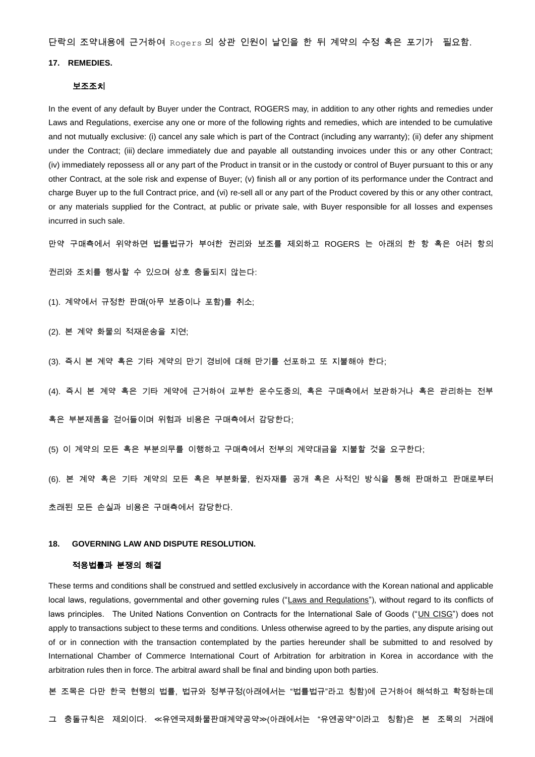단락의 조약내용에 근거하여 Rogers 의 상관 인원이 날인을 한 뒤 계약의 수정 혹은 포기가 필요함.

## 17. REMEDIES.

**보조조치**

In the event of any default by Buyer under the Contract, ROGERS may, in addition to any other rights and remedies under Laws and Regulations, exercise any one or more of the following rights and remedies, which are intended to be cumulative and not mutually exclusive: (i) cancel any sale which is part of the Contract (including any warranty); (ii) defer any shipment under the Contract; (iii) declare immediately due and payable all outstanding invoices under this or any other Contract; (iv) immediately repossess all or any part of the Product in transit or in the custody or control of Buyer pursuant to this or any other Contract, at the sole risk and expense of Buyer; (v) finish all or any portion of its performance under the Contract and charge Buyer up to the full Contract price, and (vi) re-sell all or any part of the Product covered by this or any other contract, or any materials supplied for the Contract, at public or private sale, with Buyer responsible for all losses and expenses incurred in such sale.

만약 구매측에서 위약하면 법률법규가 부여한 권리와 보조를 제외하고 ROGERS 는 아래의 한 항 혹은 여러 항의 권리와 조치를 행사할 수 있으며 상호 충돌되지 않는다:

(1). 계약에서 규정한 판매(아무 보증이나 포함)를 취소;

(2). 본 계약 화물의 적재운송을 지연;

(3). 즉시 본 계약 혹은 기타 계약의 만기 경비에 대해 만기를 선포하고 또 지불해야 한다;

(4). 즉시 본 계약 혹은 기타 계약에 근거하여 교부한 운수도중의, 혹은 구매측에서 보관하거나 혹은 관리하는 전부 혹은 부분제품을 걷어들이며 위험과 비용은 구매측에서 감당한다;

(5) 이 계약의 모든 혹은 부분의무를 이행하고 구매측에서 전부의 계약대금을 지불할 것을 요구한다;

(6). 본 계약 혹은 기타 계약의 모든 혹은 부분화물, 원자재를 공개 혹은 사적인 방식을 통해 판매하고 판매로부터 초래된 모든 손실과 비용은 구매측에서 감당한다.

## 18. GOVERNING LAW AND DISPUTE RESOLUTION.

**적용법률과 분쟁의 해결**

These terms and conditions shall be construed and settled exclusively in accordance with the Korean national and applicable local laws, regulations, governmental and other governing rules ("Laws and Regulations"), without regard to its conflicts of laws principles. The United Nations Convention on Contracts for the International Sale of Goods ("UN CISG") does not apply to transactions subject to these terms and conditions. Unless otherwise agreed to by the parties, any dispute arising out of or in connection with the transaction contemplated by the parties hereunder shall be submitted to and resolved by International Chamber of Commerce International Court of Arbitration for arbitration in Korea in accordance with the arbitration rules then in force. The arbitral award shall be final and binding upon both parties.

본 조목은 다만 한국 현행의 법률, 법규와 정부규정(아래에서는 "법률법규"라고 칭함)에 근거하여 해석하고 확정하는데 그 충돌규칙은 제외이다. ≪유엔국제화물판매계약공약≫(아래에서는 "유엔공약"이라고 칭함)은 본 조목의 거래에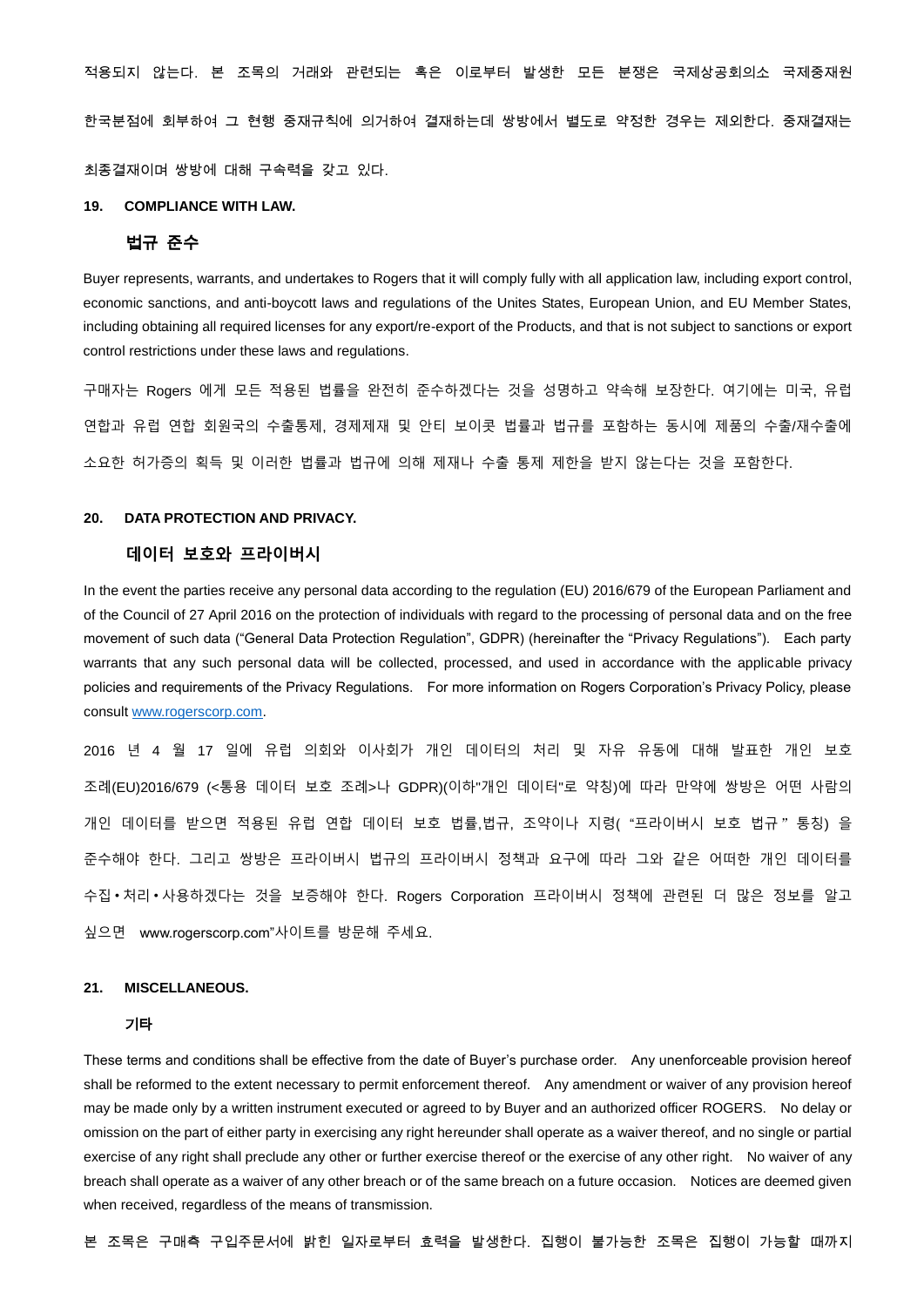적용되지 않는다. 본 조목의 거래와 관련되는 혹은 이로부터 발생한 모든 분쟁은 국제상공회의소 국제중재원 한국분점에 회부하여 그 현행 중재규칙에 의거하여 결재하는데 쌍방에서 별도로 약정한 경우는 제외한다. 중재결재는 최종결재이며 쌍방에 대해 구속력을 갖고 있다.

## 19. COMPLIANCE WITH LAW.

### 법규 준수

Buyer represents, warrants, and undertakes to Rogers that it will comply fully with all application law, including export control, economic sanctions, and anti-boycott laws and regulations of the Unites States, European Union, and EU Member States, including obtaining all required licenses for any export/re-export of the Products, and that is not subject to sanctions or export control restrictions under these laws and regulations.

구매자는 Rogers 에게 모든 적용된 법률을 완전히 준수하겠다는 것을 성명하고 약속해 보장한다. 여기에는 미국, 유럽 연합과 유럽 연합 회원국의 수출통제, 경제제재 및 안티 보이콧 법률과 법규를 포함하는 동시에 제품의 수출/재수출에 소요한 허가증의 획득 및 이러한 법률과 법규에 의해 제재나 수출 통제 제한을 받지 않는다는 것을 포함한다.

## 20. DATA PROTECTION AND PRIVACY.

### 데이터 보호와 프라이버시

In the event the parties receive any personal data according to the regulation (EU) 2016/679 of the European Parliament and of the Council of 27 April 2016 on the protection of individuals with regard to the processing of personal data and on the free movement of such data ("General Data Protection Regulation", GDPR) (hereinafter the "Privacy Regulations"). Each party warrants that any such personal data will be collected, processed, and used in accordance with the applicable privacy policies and requirements of the Privacy Regulations. For more information on Rogers Corporation's Privacy Policy, please consult [www.rogerscorp.com](http://www.rogerscorp.com).

2016 년 4 월 17 일에 유럽 의회와 이사회가 개인 데이터의 처리 및 자유 유동에 대해 발표한 개인 보호 조례(EU)2016/679 (<통용 데이터 보호 조례>나 GDPR)(이하"개인 데이터"로 약칭)에 따라 만약에 쌍방은 어떤 사람의 개인 데이터를 받으면 적용된 유럽 연합 데이터 보호 법률,법규, 조약이나 지령( "프라이버시 보호 법규" 통칭) 을 준수해야 한다. 그리고 쌍방은 프라이버시 법규의 프라이버시 정책과 요구에 따라 그와 같은 어떠한 개인 데이터를 수집•처리•사용하겠다는 것을 보증해야 한다. Rogers Corporation 프라이버시 정책에 관련된 더 많은 정보를 알고 싶으면 www.rogerscorp.com"사이트를 방문해 주세요.

## 21. MISCELLANEOUS.

### 기타

These terms and conditions shall be effective from the date of Buyer's purchase order. Any unenforceable provision hereof shall be reformed to the extent necessary to permit enforcement thereof. Any amendment or waiver of any provision hereof may be made only by a written instrument executed or agreed to by Buyer and an authorized officer ROGERS. No delay or omission on the part of either party in exercising any right hereunder shall operate as a waiver thereof, and no single or partial exercise of any right shall preclude any other or further exercise thereof or the exercise of any other right. No waiver of any breach shall operate as a waiver of any other breach or of the same breach on a future occasion. Notices are deemed given when received, regardless of the means of transmission.

본 조목은 구매측 구입주문서에 밝힌 일자로부터 효력을 발생한다. 집행이 불가능한 조목은 집행이 가능할 때까지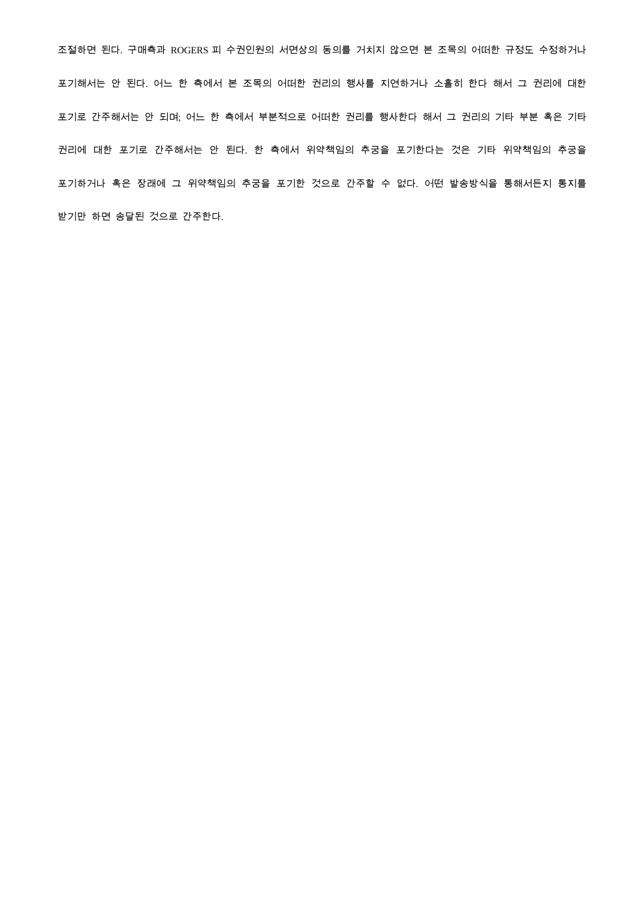조절하면 된다. 구매측과 ROGERS 피 수권인원의 서면상의 동의를 거치지 않으면 본 조목의 어떠한 규정도 수정하거나 포기해서는 안 된다. 어느 한 측에서 본 조목의 어떠한 권리의 행사를 지연하거나 소홀히 한다 해서 그 권리에 대한 포기로 간주해서는 안 되며; 어느 한 측에서 부분적으로 어떠한 권리를 행사한다 해서 그 권리의 기타 부분 혹은 기타 권리에 대한 포기로 간주해서는 안 된다. 한 측에서 위약책임의 추궁을 포기한다는 것은 기타 위약책임의 추궁을 포기하거나 혹은 장래에 그 위약책임의 추궁을 포기한 것으로 간주할 수 없다. 어떤 발송방식을 통해서든지 통지를 받기만 하면 송달된 것으로 간주한다.